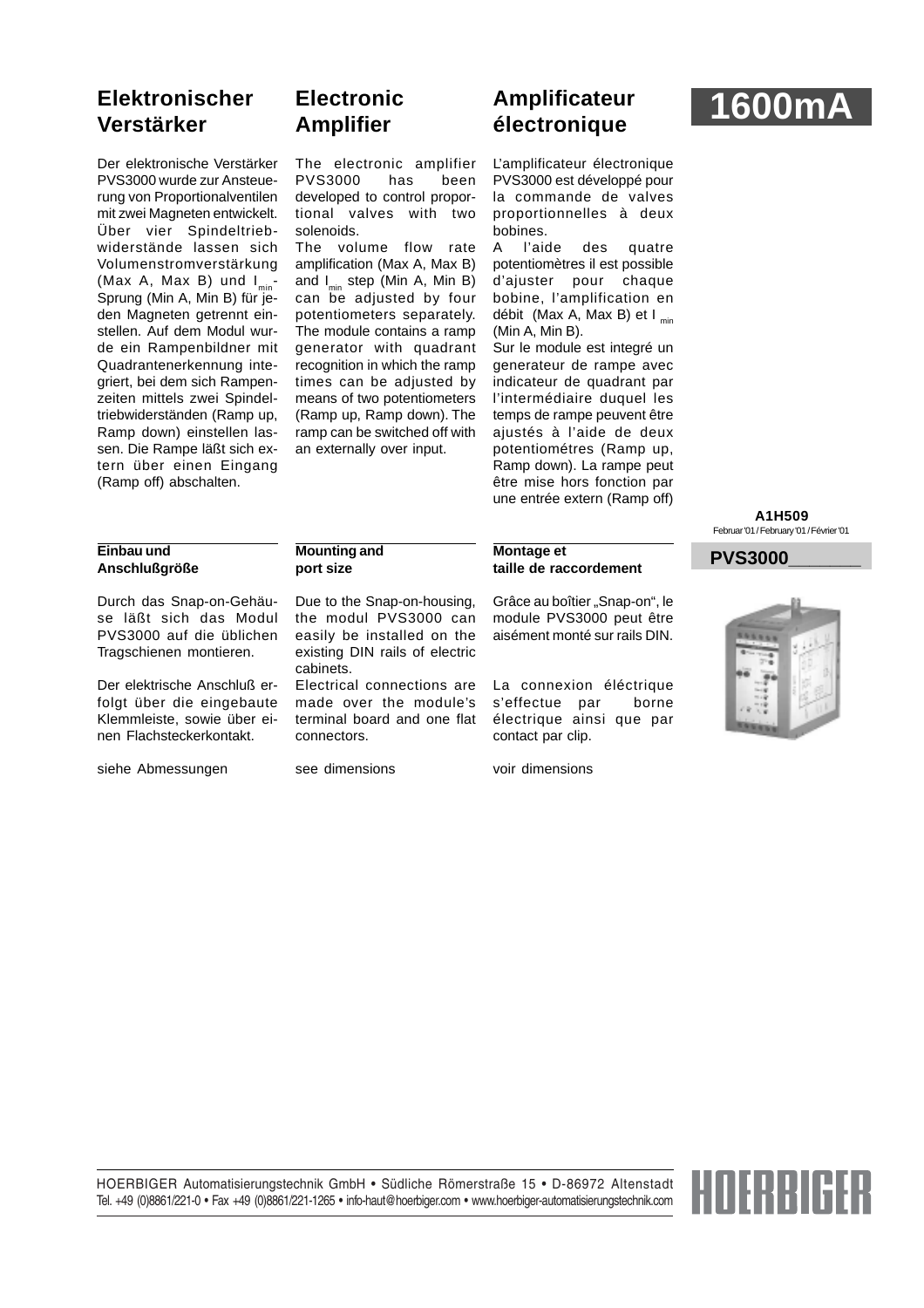# 1600mA

## Elektronischer Verstärker

Der elektronische Verstärker PVS3000 wurde zur Ansteuerung von Proportionalventilen mit zwei Magneten entwickelt. Über vier Spindeltriebwiderstände lassen sich Volumenstromverstärkung (Max A, Max B) und $I_{min}$-Sprung (Min A, Min B) für jeden Magneten getrennt einstellen. Auf dem Modul wurde ein Rampenbildner mit Quadrantenerkennung integriert, bei dem sich Rampenzeiten mittels zwei Spindeltriebwiderständen (Ramp up, Ramp down) einstellen lassen. Die Rampe läßt sich extern über einen Eingang (Ramp off) abschalten.

## Electronic Amplifier

The electronic amplifier PVS3000 has been developed to control proportional valves with two solenoids.
The volume flow rate amplification (Max A, Max B) and $I_{min}$ step (Min A, Min B) can be adjusted by four potentiometers separately. The module contains a ramp generator with quadrant recognition in which the ramp times can be adjusted by means of two potentiometers (Ramp up, Ramp down). The ramp can be switched off with an externally over input.

## Amplificateur électronique

L'amplificateur électronique PVS3000 est développé pour la commande de valves proportionnelles à deux bobines.
A l'aide des quatre potentiomètres il est possible d'ajuster pour chaque bobine, l'amplification en débit (Max A, Max B) et $I_{min}$ (Min A, Min B).
Sur le module est integré un generateur de rampe avec indicateur de quadrant par l'intermédiaire duquel les temps de rampe peuvent être ajustés à l'aide de deux potentiométres (Ramp up, Ramp down). La rampe peut être mise hors fonction par une entrée extern (Ramp off)

**A1H509**
Februar '01 / February '01 / Février '01

**PVS3000_______**

### Einbau und Anschlußgröße

Durch das Snap-on-Gehäuse läßt sich das Modul PVS3000 auf die üblichen Tragschienen montieren.

Der elektrische Anschluß erfolgt über die eingebaute Klemmleiste, sowie über einen Flachsteckerkontakt.

siehe Abmessungen

### Mounting and port size

Due to the Snap-on-housing, the modul PVS3000 can easily be installed on the existing DIN rails of electric cabinets.

Electrical connections are made over the module's terminal board and one flat connectors.

see dimensions

### Montage et taille de raccordement

Grâce au boîtier „Snap-on", le module PVS3000 peut être aisément monté sur rails DIN.

La connexion éléctrique s'effectue par borne électrique ainsi que par contact par clip.

voir dimensions

HOERBIGER Automatisierungstechnik GmbH • Südliche Römerstraße 15 • D-86972 Altenstadt
Tel. +49 (0)8861/221-0 • Fax +49 (0)8861/221-1265 • info-haut@hoerbiger.com • www.hoerbiger-automatisierungstechnik.com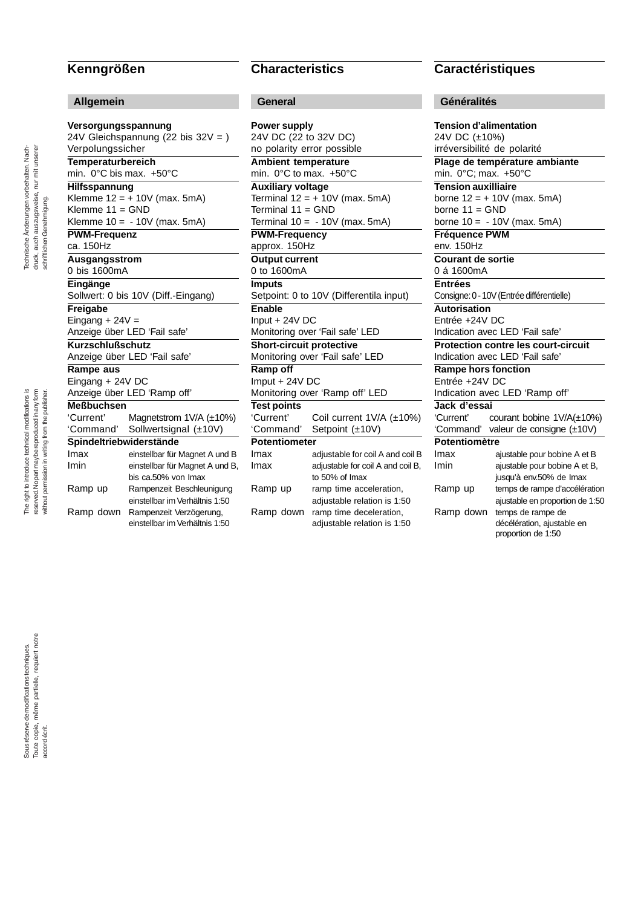## Kenngrößen

### Allgemein

**Versorgungsspannung**
24V Gleichspannung (22 bis 32V = )
Verpolungssicher

**Temperaturbereich**
min. 0°C bis max. +50°C

**Hilfsspannung**
Klemme 12 = + 10V (max. 5mA)
Klemme 11 = GND
Klemme 10 = - 10V (max. 5mA)

**PWM-Frequenz**
ca. 150Hz

**Ausgangsstrom**
0 bis 1600mA

**Eingänge**
Sollwert: 0 bis 10V (Diff.-Eingang)

**Freigabe**
Eingang + 24V =
Anzeige über LED ‘Fail safe’

**Kurzschlußschutz**
Anzeige über LED ‘Fail safe’

**Rampe aus**
Eingang + 24V DC
Anzeige über LED ‘Ramp off’

**Meßbuchsen**

| | |
|---|---|
| ‘Current’ | Magnetstrom 1V/A (±10%) |
| ‘Command’ | Sollwertsignal (±10V) |

**Spindeltriebwiderstände**

| | |
|---|---|
| Imax | einstellbar für Magnet A und B |
| Imin | einstellbar für Magnet A und B, bis ca.50% von Imax |
| Ramp up | Rampenzeit Beschleunigung einstellbar im Verhältnis 1:50 |
| Ramp down | Rampenzeit Verzögerung, einstellbar im Verhältnis 1:50 |

## Characteristics

### General

**Power supply**
24V DC (22 to 32V DC)
no polarity error possible

**Ambient temperature**
min. 0°C to max. +50°C

**Auxiliary voltage**
Terminal 12 = + 10V (max. 5mA)
Terminal 11 = GND
Terminal 10 = - 10V (max. 5mA)

**PWM-Frequency**
approx. 150Hz

**Output current**
0 to 1600mA

**Imputs**
Setpoint: 0 to 10V (Differentila input)

**Enable**
Input + 24V DC
Monitoring over ‘Fail safe’ LED

**Short-circuit protective**
Monitoring over ‘Fail safe’ LED

**Ramp off**
Imput + 24V DC
Monitoring over ‘Ramp off’ LED

**Test points**

| | |
|---|---|
| ‘Current’ | Coil current 1V/A (±10%) |
| ‘Command’ | Setpoint (±10V) |

**Potentiometer**

| | |
|---|---|
| Imax | adjustable for coil A and coil B |
| Imax | adjustable for coil A and coil B, to 50% of Imax |
| Ramp up | ramp time acceleration, adjustable relation is 1:50 |
| Ramp down | ramp time deceleration, adjustable relation is 1:50 |

## Caractéristiques

### Généralités

**Tension d’alimentation**
24V DC (±10%)
irréversibilité de polarité

**Plage de température ambiante**
min. 0°C; max. +50°C

**Tension auxilliaire**
borne 12 = + 10V (max. 5mA)
borne 11 = GND
borne 10 = - 10V (max. 5mA)

**Fréquence PWM**
env. 150Hz

**Courant de sortie**
0 á 1600mA

**Entrées**
Consigne: 0 - 10V (Entrée différentielle)

**Autorisation**
Entrée +24V DC
Indication avec LED ‘Fail safe’

**Protection contre les court-circuit**
Indication avec LED ‘Fail safe’

**Rampe hors fonction**
Entrée +24V DC
Indication avec LED ‘Ramp off’

**Jack d’essai**

| | |
|---|---|
| ‘Current’ | courant bobine 1V/A(±10%) |
| ‘Command’ | valeur de consigne (±10V) |

**Potentiomètre**

| | |
|---|---|
| Imax | ajustable pour bobine A et B |
| Imin | ajustable pour bobine A et B, jusqu’à env.50% de Imax |
| Ramp up | temps de rampe d’accélération ajustable en proportion de 1:50 |
| Ramp down | temps de rampe de décélération, ajustable en proportion de 1:50 |

Technische Änderungen vorbehalten. Nachdruck, auch auszugsweise, nur mit unserer schriftlichen Genehmigung.

The right to introduce technical modifications is reserved. No part may be reproduced in any form without permission in writing from the publisher.

Sous réserve de modifications techniques. Toute copie, même partielle, requiert notre accord écrit.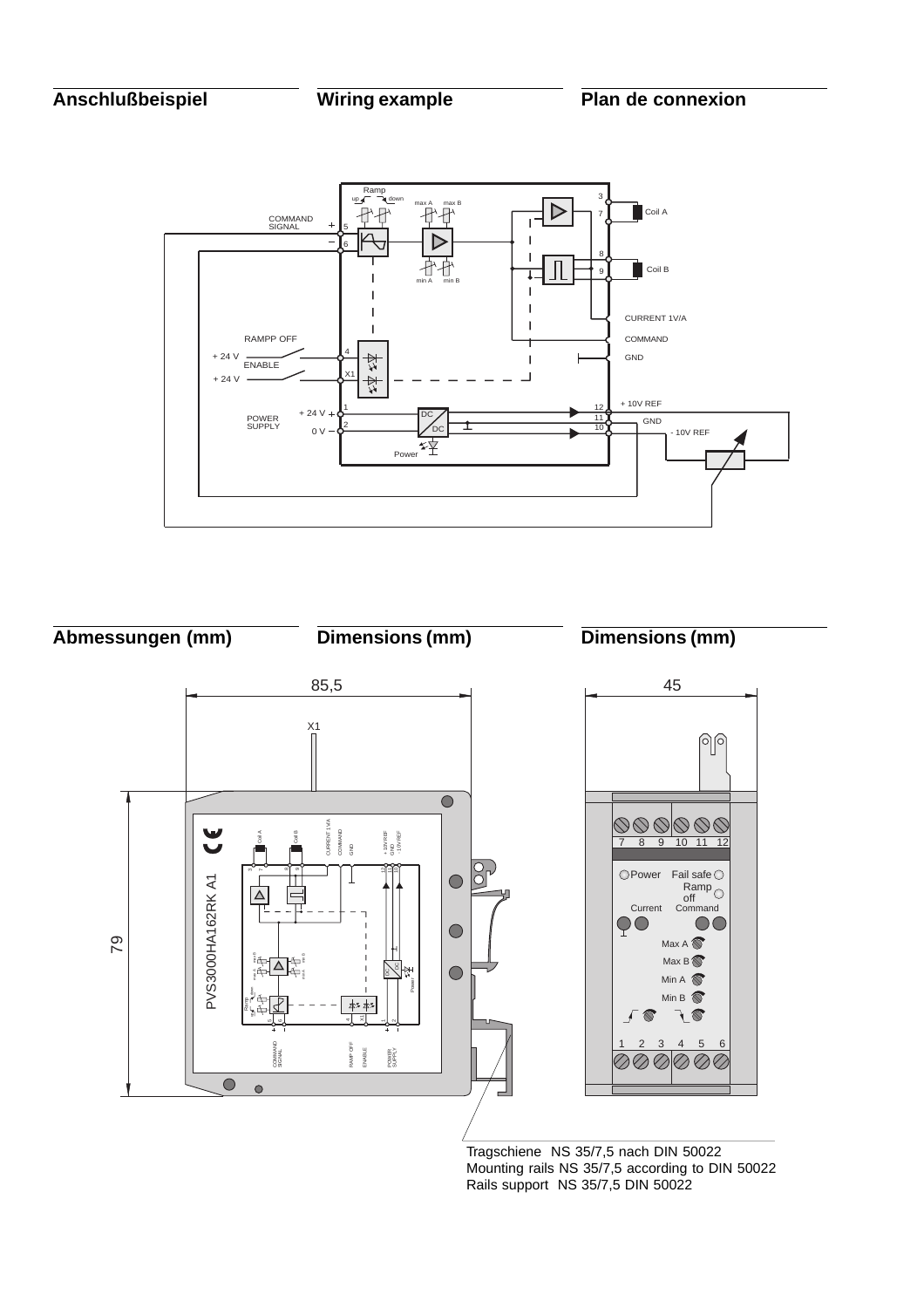## Anschlußbeispiel

## Wiring example

## Plan de connexion

## Abmessungen (mm)

## Dimensions (mm)

## Dimensions (mm)

Tragschiene NS 35/7,5 nach DIN 50022
Mounting rails NS 35/7,5 according to DIN 50022
Rails support NS 35/7,5 DIN 50022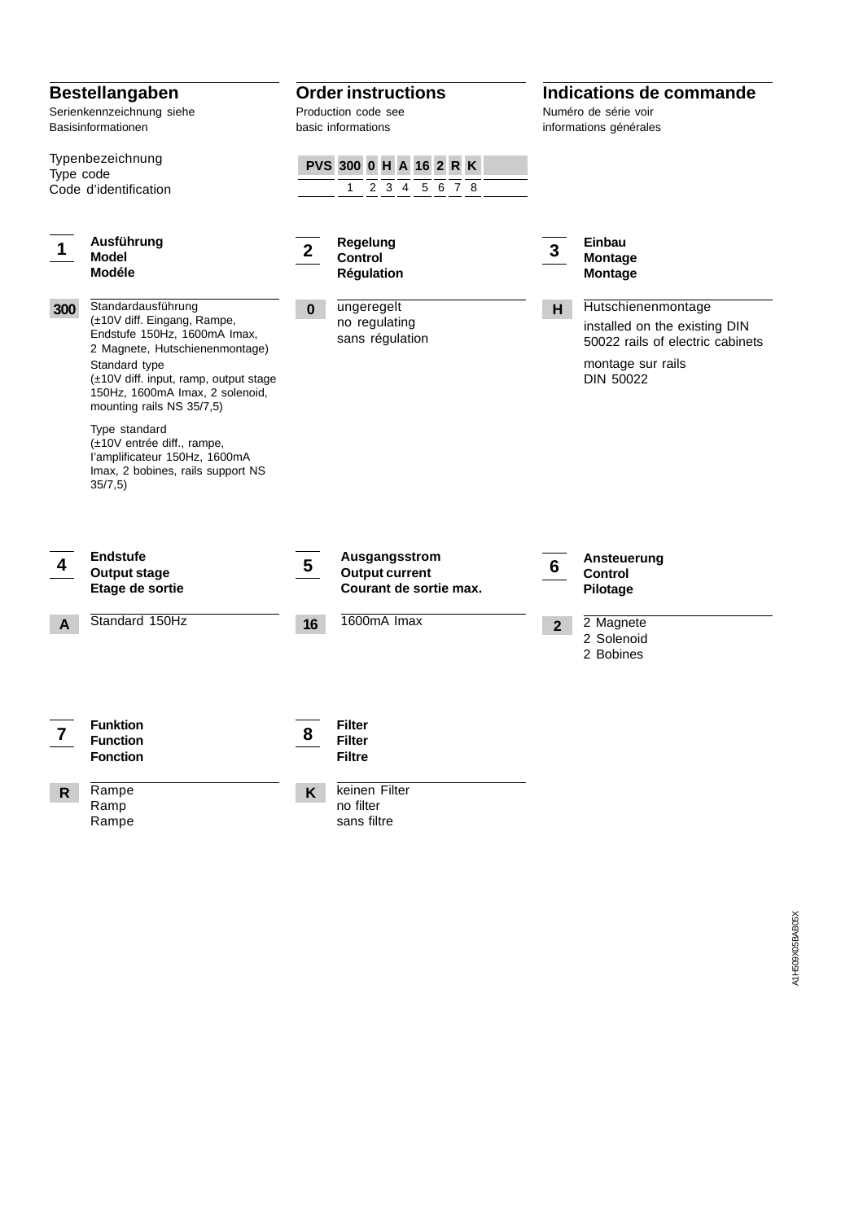## Bestellangaben

Serienkennzeichnung siehe Basisinformationen

## Order instructions

Production code see basic informations

## Indications de commande

Numéro de série voir informations générales

Typenbezeichnung
Type code
Code d'identification

| PVS | 300 | 0 | H | A | 16 | 2 | R | K | |
|---|---|---|---|---|---|---|---|---|---|
| | 1 | 2 | 3 | 4 | 5 | 6 | 7 | 8 | |

### 1 Ausführung / Model / Modéle

**300** Standardausführung
(±10V diff. Eingang, Rampe, Endstufe 150Hz, 1600mA Imax, 2 Magnete, Hutschienenmontage)

Standard type
(±10V diff. input, ramp, output stage 150Hz, 1600mA Imax, 2 solenoid, mounting rails NS 35/7,5)

Type standard
(±10V entrée diff., rampe, l'amplificateur 150Hz, 1600mA Imax, 2 bobines, rails support NS 35/7,5)

### 2 Regelung / Control / Régulation

**0** ungeregelt
no regulating
sans régulation

### 3 Einbau / Montage / Montage

**H** Hutschienenmontage

installed on the existing DIN 50022 rails of electric cabinets

montage sur rails DIN 50022

### 4 Endstufe / Output stage / Etage de sortie

**A** Standard 150Hz

### 5 Ausgangsstrom / Output current / Courant de sortie max.

**16** 1600mA Imax

### 6 Ansteuerung / Control / Pilotage

**2** 2 Magnete
2 Solenoid
2 Bobines

### 7 Funktion / Function / Fonction

**R** Rampe
Ramp
Rampe

### 8 Filter / Filter / Filtre

**K** keinen Filter
no filter
sans filtre

A1H509X05BAB05X